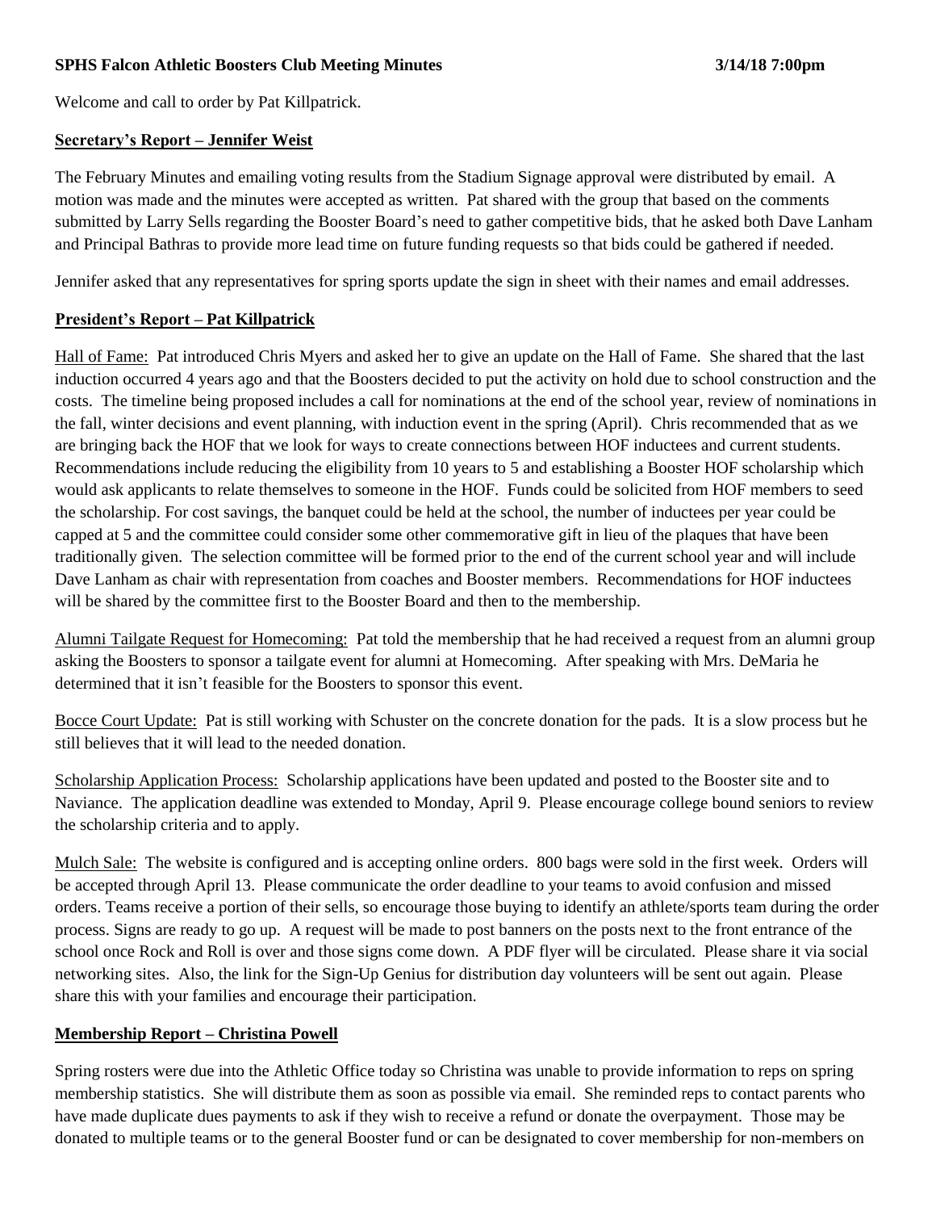**SPHS Falcon Athletic Boosters Club Meeting Minutes 3/14/18 7:00pm**

Welcome and call to order by Pat Killpatrick.

## Secretary's Report – Jennifer Weist

The February Minutes and emailing voting results from the Stadium Signage approval were distributed by email. A motion was made and the minutes were accepted as written. Pat shared with the group that based on the comments submitted by Larry Sells regarding the Booster Board's need to gather competitive bids, that he asked both Dave Lanham and Principal Bathras to provide more lead time on future funding requests so that bids could be gathered if needed.

Jennifer asked that any representatives for spring sports update the sign in sheet with their names and email addresses.

## President's Report – Pat Killpatrick

Hall of Fame: Pat introduced Chris Myers and asked her to give an update on the Hall of Fame. She shared that the last induction occurred 4 years ago and that the Boosters decided to put the activity on hold due to school construction and the costs. The timeline being proposed includes a call for nominations at the end of the school year, review of nominations in the fall, winter decisions and event planning, with induction event in the spring (April). Chris recommended that as we are bringing back the HOF that we look for ways to create connections between HOF inductees and current students. Recommendations include reducing the eligibility from 10 years to 5 and establishing a Booster HOF scholarship which would ask applicants to relate themselves to someone in the HOF. Funds could be solicited from HOF members to seed the scholarship. For cost savings, the banquet could be held at the school, the number of inductees per year could be capped at 5 and the committee could consider some other commemorative gift in lieu of the plaques that have been traditionally given. The selection committee will be formed prior to the end of the current school year and will include Dave Lanham as chair with representation from coaches and Booster members. Recommendations for HOF inductees will be shared by the committee first to the Booster Board and then to the membership.

Alumni Tailgate Request for Homecoming: Pat told the membership that he had received a request from an alumni group asking the Boosters to sponsor a tailgate event for alumni at Homecoming. After speaking with Mrs. DeMaria he determined that it isn't feasible for the Boosters to sponsor this event.

Bocce Court Update: Pat is still working with Schuster on the concrete donation for the pads. It is a slow process but he still believes that it will lead to the needed donation.

Scholarship Application Process: Scholarship applications have been updated and posted to the Booster site and to Naviance. The application deadline was extended to Monday, April 9. Please encourage college bound seniors to review the scholarship criteria and to apply.

Mulch Sale: The website is configured and is accepting online orders. 800 bags were sold in the first week. Orders will be accepted through April 13. Please communicate the order deadline to your teams to avoid confusion and missed orders. Teams receive a portion of their sells, so encourage those buying to identify an athlete/sports team during the order process. Signs are ready to go up. A request will be made to post banners on the posts next to the front entrance of the school once Rock and Roll is over and those signs come down. A PDF flyer will be circulated. Please share it via social networking sites. Also, the link for the Sign-Up Genius for distribution day volunteers will be sent out again. Please share this with your families and encourage their participation.

## Membership Report – Christina Powell

Spring rosters were due into the Athletic Office today so Christina was unable to provide information to reps on spring membership statistics. She will distribute them as soon as possible via email. She reminded reps to contact parents who have made duplicate dues payments to ask if they wish to receive a refund or donate the overpayment. Those may be donated to multiple teams or to the general Booster fund or can be designated to cover membership for non-members on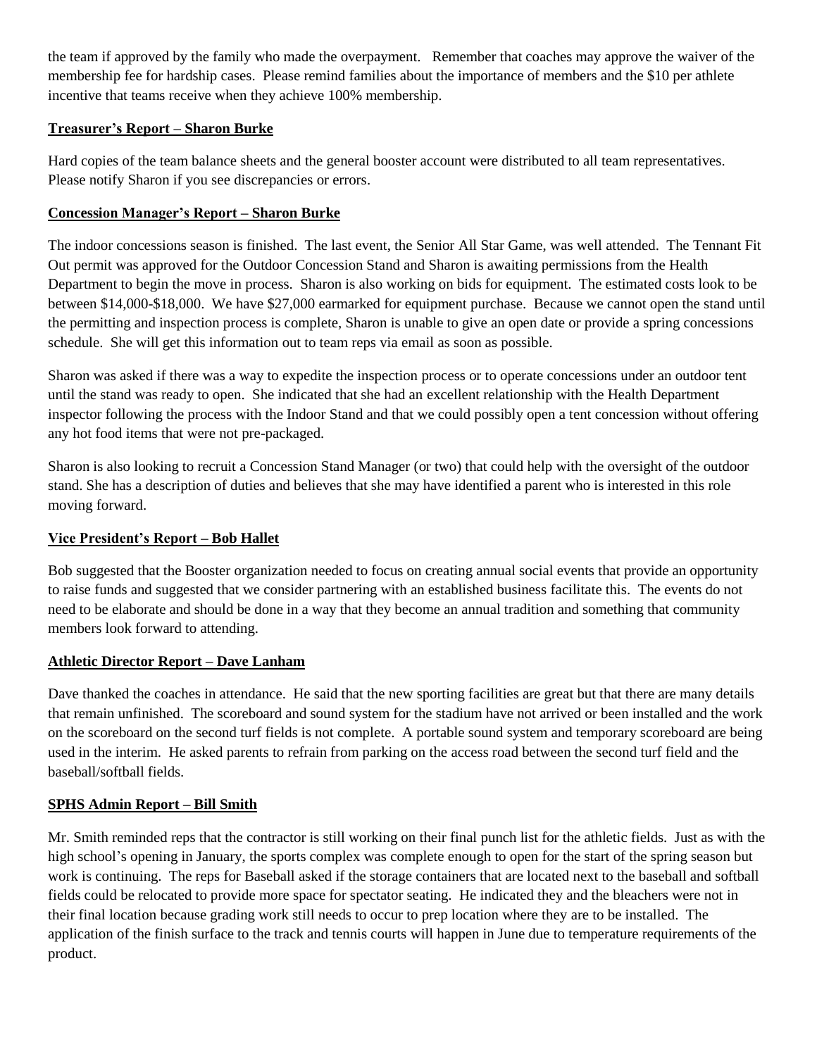the team if approved by the family who made the overpayment. Remember that coaches may approve the waiver of the membership fee for hardship cases. Please remind families about the importance of members and the $10 per athlete incentive that teams receive when they achieve 100% membership.

**Treasurer's Report – Sharon Burke**

Hard copies of the team balance sheets and the general booster account were distributed to all team representatives. Please notify Sharon if you see discrepancies or errors.

**Concession Manager's Report – Sharon Burke**

The indoor concessions season is finished. The last event, the Senior All Star Game, was well attended. The Tennant Fit Out permit was approved for the Outdoor Concession Stand and Sharon is awaiting permissions from the Health Department to begin the move in process. Sharon is also working on bids for equipment. The estimated costs look to be between $14,000-$18,000. We have $27,000 earmarked for equipment purchase. Because we cannot open the stand until the permitting and inspection process is complete, Sharon is unable to give an open date or provide a spring concessions schedule. She will get this information out to team reps via email as soon as possible.

Sharon was asked if there was a way to expedite the inspection process or to operate concessions under an outdoor tent until the stand was ready to open. She indicated that she had an excellent relationship with the Health Department inspector following the process with the Indoor Stand and that we could possibly open a tent concession without offering any hot food items that were not pre-packaged.

Sharon is also looking to recruit a Concession Stand Manager (or two) that could help with the oversight of the outdoor stand. She has a description of duties and believes that she may have identified a parent who is interested in this role moving forward.

**Vice President's Report – Bob Hallet**

Bob suggested that the Booster organization needed to focus on creating annual social events that provide an opportunity to raise funds and suggested that we consider partnering with an established business facilitate this. The events do not need to be elaborate and should be done in a way that they become an annual tradition and something that community members look forward to attending.

**Athletic Director Report – Dave Lanham**

Dave thanked the coaches in attendance. He said that the new sporting facilities are great but that there are many details that remain unfinished. The scoreboard and sound system for the stadium have not arrived or been installed and the work on the scoreboard on the second turf fields is not complete. A portable sound system and temporary scoreboard are being used in the interim. He asked parents to refrain from parking on the access road between the second turf field and the baseball/softball fields.

**SPHS Admin Report – Bill Smith**

Mr. Smith reminded reps that the contractor is still working on their final punch list for the athletic fields. Just as with the high school's opening in January, the sports complex was complete enough to open for the start of the spring season but work is continuing. The reps for Baseball asked if the storage containers that are located next to the baseball and softball fields could be relocated to provide more space for spectator seating. He indicated they and the bleachers were not in their final location because grading work still needs to occur to prep location where they are to be installed. The application of the finish surface to the track and tennis courts will happen in June due to temperature requirements of the product.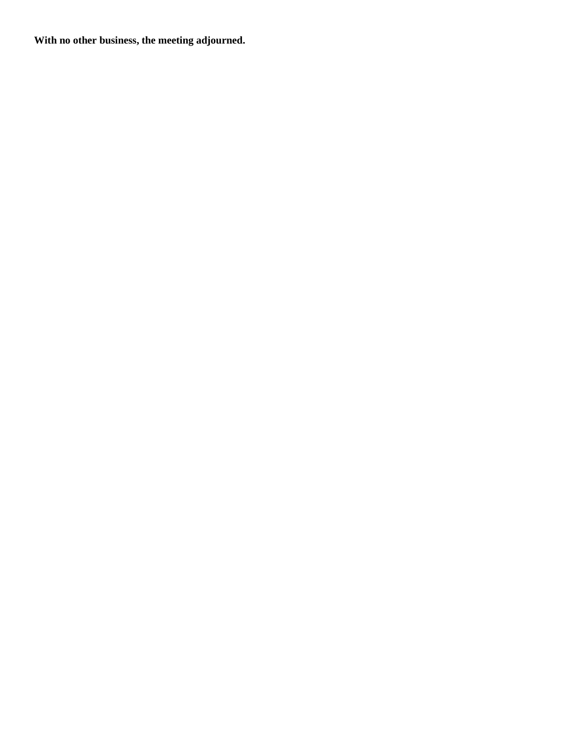**With no other business, the meeting adjourned.**